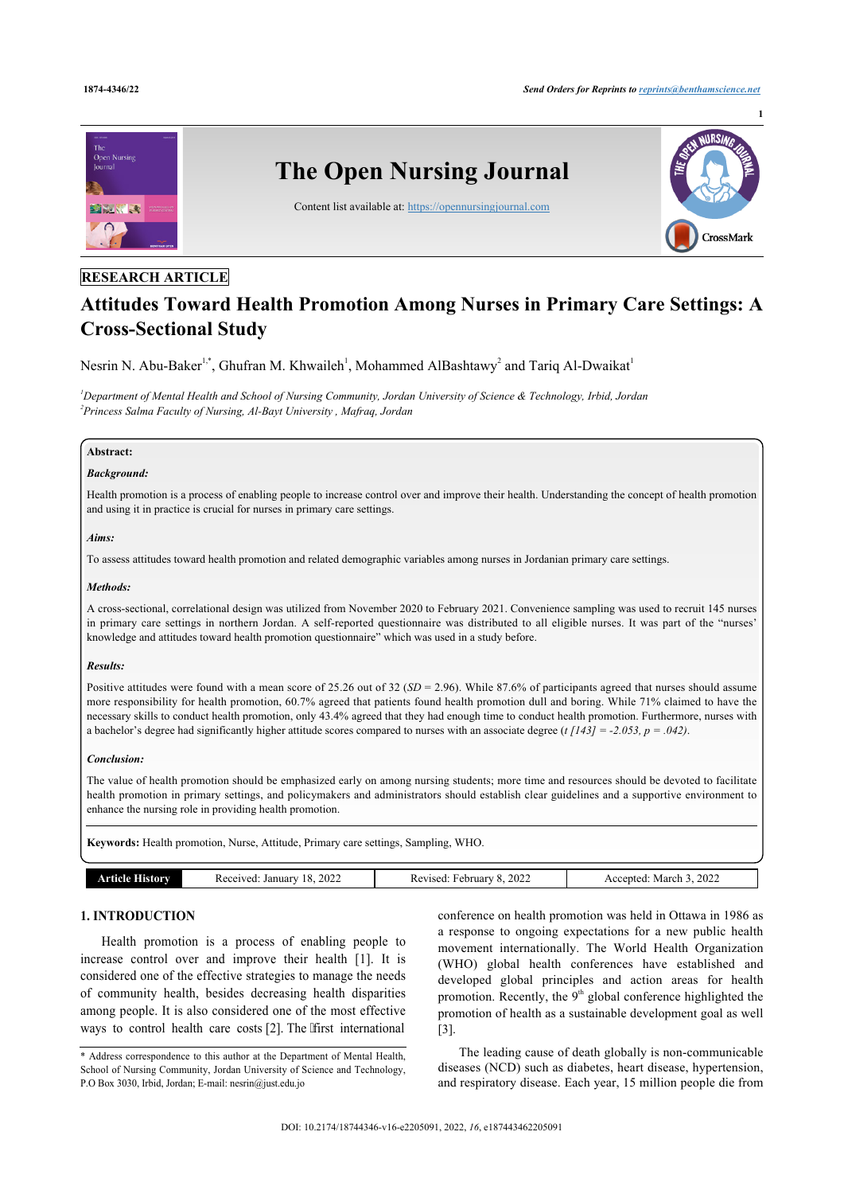RESEARCH ARTICLE

# Attitudes Toward Health Promotion Among Nurses in Primary Care Settings: A Cross-Sectional Study

Nesrin N. Abu-Baker[1,*], Ghufran M. Khwaileh[1], Mohammed AlBashtawy[2] and Tariq Al-Dwaikat[1]

[1]*Department of Mental Health and School of Nursing Community, Jordan University of Science & Technology, Irbid, Jordan*
[2]*Princess Salma Faculty of Nursing, Al-Bayt University , Mafraq, Jordan*

**Abstract:**

***Background:***

Health promotion is a process of enabling people to increase control over and improve their health. Understanding the concept of health promotion and using it in practice is crucial for nurses in primary care settings.

***Aims:***

To assess attitudes toward health promotion and related demographic variables among nurses in Jordanian primary care settings.

***Methods:***

A cross-sectional, correlational design was utilized from November 2020 to February 2021. Convenience sampling was used to recruit 145 nurses in primary care settings in northern Jordan. A self-reported questionnaire was distributed to all eligible nurses. It was part of the "nurses' knowledge and attitudes toward health promotion questionnaire" which was used in a study before.

***Results:***

Positive attitudes were found with a mean score of 25.26 out of 32 (*SD* = 2.96). While 87.6% of participants agreed that nurses should assume more responsibility for health promotion, 60.7% agreed that patients found health promotion dull and boring. While 71% claimed to have the necessary skills to conduct health promotion, only 43.4% agreed that they had enough time to conduct health promotion. Furthermore, nurses with a bachelor's degree had significantly higher attitude scores compared to nurses with an associate degree (*$t$ [143] = -2.053, $p$ = .042*).

***Conclusion:***

The value of health promotion should be emphasized early on among nursing students; more time and resources should be devoted to facilitate health promotion in primary settings, and policymakers and administrators should establish clear guidelines and a supportive environment to enhance the nursing role in providing health promotion.

**Keywords:** Health promotion, Nurse, Attitude, Primary care settings, Sampling, WHO.

| Article History | Received: January 18, 2022 | Revised: February 8, 2022 | Accepted: March 3, 2022 |
|---|---|---|---|

## 1. INTRODUCTION

Health promotion is a process of enabling people to increase control over and improve their health [1]. It is considered one of the effective strategies to manage the needs of community health, besides decreasing health disparities among people. It is also considered one of the most effective ways to control health care costs [2]. The first international conference on health promotion was held in Ottawa in 1986 as a response to ongoing expectations for a new public health movement internationally. The World Health Organization (WHO) global health conferences have established and developed global principles and action areas for health promotion. Recently, the 9th global conference highlighted the promotion of health as a sustainable development goal as well [3].

The leading cause of death globally is non-communicable diseases (NCD) such as diabetes, heart disease, hypertension, and respiratory disease. Each year, 15 million people die from

\* Address correspondence to this author at the Department of Mental Health, School of Nursing Community, Jordan University of Science and Technology, P.O Box 3030, Irbid, Jordan; E-mail: nesrin@just.edu.jo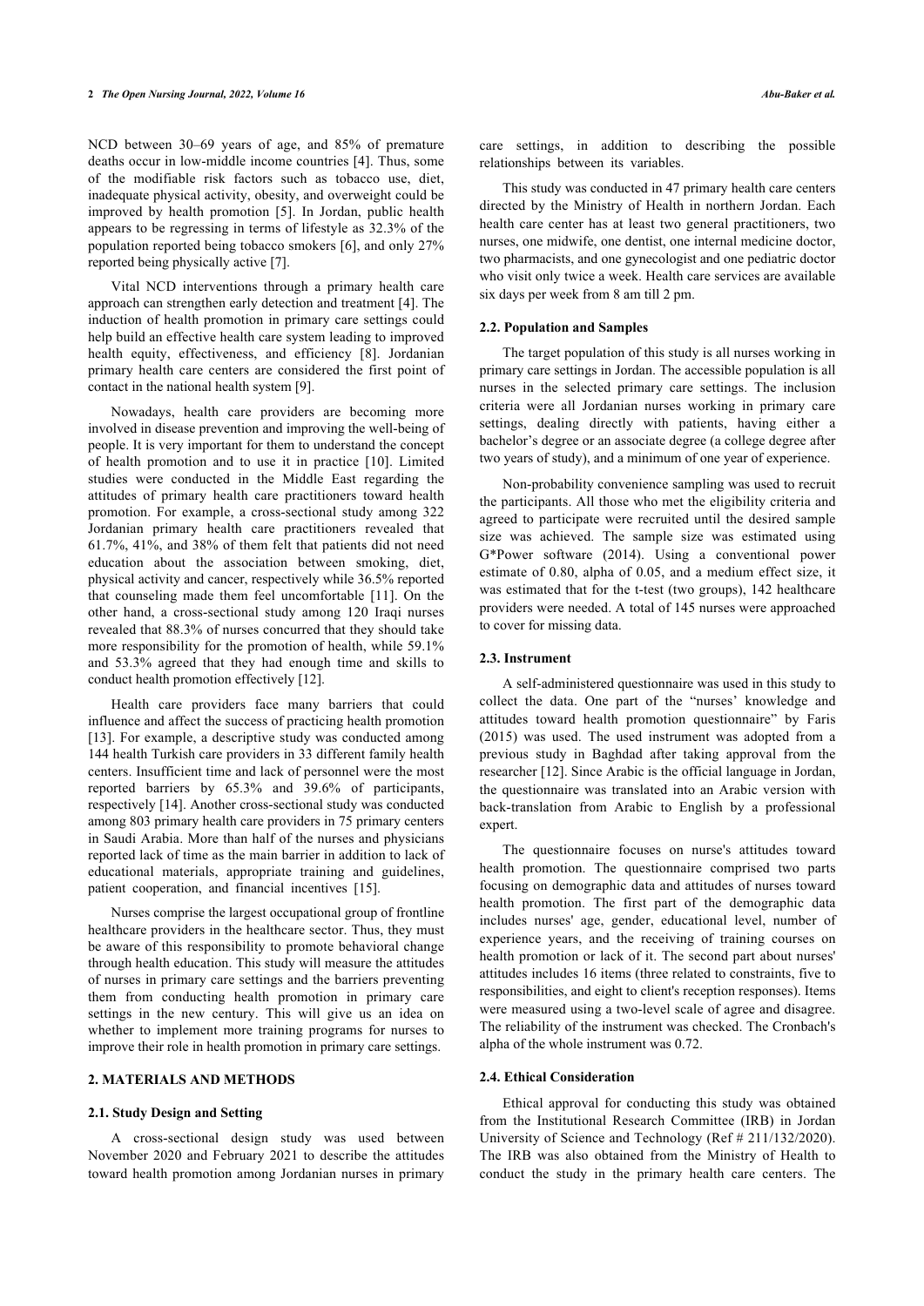NCD between 30–69 years of age, and 85% of premature deaths occur in low-middle income countries [4]. Thus, some of the modifiable risk factors such as tobacco use, diet, inadequate physical activity, obesity, and overweight could be improved by health promotion [5]. In Jordan, public health appears to be regressing in terms of lifestyle as 32.3% of the population reported being tobacco smokers [6], and only 27% reported being physically active [7].

Vital NCD interventions through a primary health care approach can strengthen early detection and treatment [4]. The induction of health promotion in primary care settings could help build an effective health care system leading to improved health equity, effectiveness, and efficiency [8]. Jordanian primary health care centers are considered the first point of contact in the national health system [9].

Nowadays, health care providers are becoming more involved in disease prevention and improving the well-being of people. It is very important for them to understand the concept of health promotion and to use it in practice [10]. Limited studies were conducted in the Middle East regarding the attitudes of primary health care practitioners toward health promotion. For example, a cross-sectional study among 322 Jordanian primary health care practitioners revealed that 61.7%, 41%, and 38% of them felt that patients did not need education about the association between smoking, diet, physical activity and cancer, respectively while 36.5% reported that counseling made them feel uncomfortable [11]. On the other hand, a cross-sectional study among 120 Iraqi nurses revealed that 88.3% of nurses concurred that they should take more responsibility for the promotion of health, while 59.1% and 53.3% agreed that they had enough time and skills to conduct health promotion effectively [12].

Health care providers face many barriers that could influence and affect the success of practicing health promotion [13]. For example, a descriptive study was conducted among 144 health Turkish care providers in 33 different family health centers. Insufficient time and lack of personnel were the most reported barriers by 65.3% and 39.6% of participants, respectively [14]. Another cross-sectional study was conducted among 803 primary health care providers in 75 primary centers in Saudi Arabia. More than half of the nurses and physicians reported lack of time as the main barrier in addition to lack of educational materials, appropriate training and guidelines, patient cooperation, and financial incentives [15].

Nurses comprise the largest occupational group of frontline healthcare providers in the healthcare sector. Thus, they must be aware of this responsibility to promote behavioral change through health education. This study will measure the attitudes of nurses in primary care settings and the barriers preventing them from conducting health promotion in primary care settings in the new century. This will give us an idea on whether to implement more training programs for nurses to improve their role in health promotion in primary care settings.

## 2. MATERIALS AND METHODS

### 2.1. Study Design and Setting

A cross-sectional design study was used between November 2020 and February 2021 to describe the attitudes toward health promotion among Jordanian nurses in primary care settings, in addition to describing the possible relationships between its variables.

This study was conducted in 47 primary health care centers directed by the Ministry of Health in northern Jordan. Each health care center has at least two general practitioners, two nurses, one midwife, one dentist, one internal medicine doctor, two pharmacists, and one gynecologist and one pediatric doctor who visit only twice a week. Health care services are available six days per week from 8 am till 2 pm.

### 2.2. Population and Samples

The target population of this study is all nurses working in primary care settings in Jordan. The accessible population is all nurses in the selected primary care settings. The inclusion criteria were all Jordanian nurses working in primary care settings, dealing directly with patients, having either a bachelor's degree or an associate degree (a college degree after two years of study), and a minimum of one year of experience.

Non-probability convenience sampling was used to recruit the participants. All those who met the eligibility criteria and agreed to participate were recruited until the desired sample size was achieved. The sample size was estimated using G*Power software (2014). Using a conventional power estimate of 0.80, alpha of 0.05, and a medium effect size, it was estimated that for the t-test (two groups), 142 healthcare providers were needed. A total of 145 nurses were approached to cover for missing data.

### 2.3. Instrument

A self-administered questionnaire was used in this study to collect the data. One part of the "nurses' knowledge and attitudes toward health promotion questionnaire" by Faris (2015) was used. The used instrument was adopted from a previous study in Baghdad after taking approval from the researcher [12]. Since Arabic is the official language in Jordan, the questionnaire was translated into an Arabic version with back-translation from Arabic to English by a professional expert.

The questionnaire focuses on nurse's attitudes toward health promotion. The questionnaire comprised two parts focusing on demographic data and attitudes of nurses toward health promotion. The first part of the demographic data includes nurses' age, gender, educational level, number of experience years, and the receiving of training courses on health promotion or lack of it. The second part about nurses' attitudes includes 16 items (three related to constraints, five to responsibilities, and eight to client's reception responses). Items were measured using a two-level scale of agree and disagree. The reliability of the instrument was checked. The Cronbach's alpha of the whole instrument was 0.72.

### 2.4. Ethical Consideration

Ethical approval for conducting this study was obtained from the Institutional Research Committee (IRB) in Jordan University of Science and Technology (Ref # 211/132/2020). The IRB was also obtained from the Ministry of Health to conduct the study in the primary health care centers. The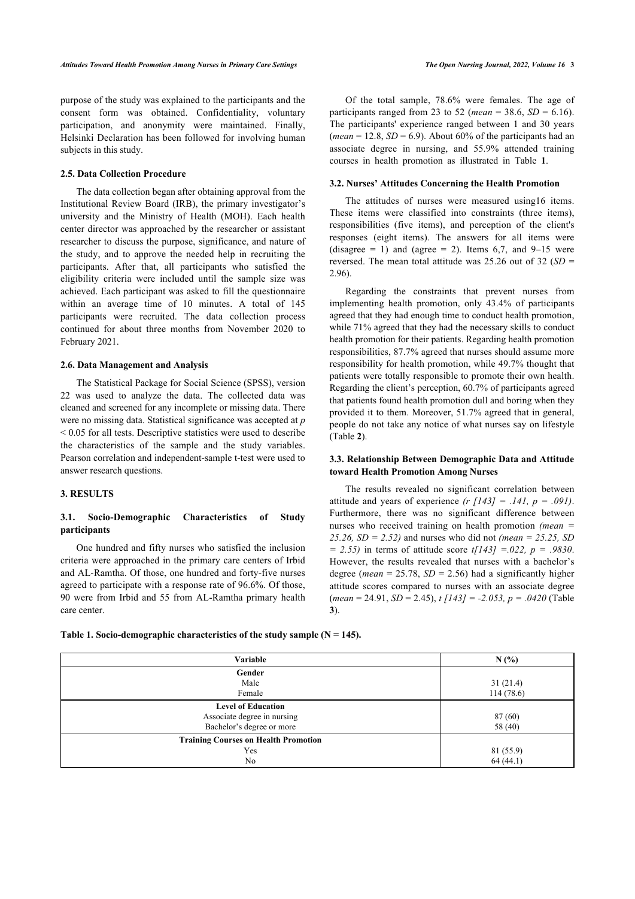purpose of the study was explained to the participants and the consent form was obtained. Confidentiality, voluntary participation, and anonymity were maintained. Finally, Helsinki Declaration has been followed for involving human subjects in this study.

### 2.5. Data Collection Procedure

The data collection began after obtaining approval from the Institutional Review Board (IRB), the primary investigator's university and the Ministry of Health (MOH). Each health center director was approached by the researcher or assistant researcher to discuss the purpose, significance, and nature of the study, and to approve the needed help in recruiting the participants. After that, all participants who satisfied the eligibility criteria were included until the sample size was achieved. Each participant was asked to fill the questionnaire within an average time of 10 minutes. A total of 145 participants were recruited. The data collection process continued for about three months from November 2020 to February 2021.

### 2.6. Data Management and Analysis

The Statistical Package for Social Science (SPSS), version 22 was used to analyze the data. The collected data was cleaned and screened for any incomplete or missing data. There were no missing data. Statistical significance was accepted at $p < 0.05$ for all tests. Descriptive statistics were used to describe the characteristics of the sample and the study variables. Pearson correlation and independent-sample t-test were used to answer research questions.

## 3. RESULTS

### 3.1. Socio-Demographic Characteristics of Study participants

One hundred and fifty nurses who satisfied the inclusion criteria were approached in the primary care centers of Irbid and AL-Ramtha. Of those, one hundred and forty-five nurses agreed to participate with a response rate of 96.6%. Of those, 90 were from Irbid and 55 from AL-Ramtha primary health care center.

Of the total sample, 78.6% were females. The age of participants ranged from 23 to 52 (*mean* = 38.6, *SD* = 6.16). The participants' experience ranged between 1 and 30 years (*mean* = 12.8, *SD* = 6.9). About 60% of the participants had an associate degree in nursing, and 55.9% attended training courses in health promotion as illustrated in Table **1**.

### 3.2. Nurses' Attitudes Concerning the Health Promotion

The attitudes of nurses were measured using16 items. These items were classified into constraints (three items), responsibilities (five items), and perception of the client's responses (eight items). The answers for all items were (disagree = 1) and (agree = 2). Items 6,7, and 9–15 were reversed. The mean total attitude was 25.26 out of 32 (*SD* = 2.96).

Regarding the constraints that prevent nurses from implementing health promotion, only 43.4% of participants agreed that they had enough time to conduct health promotion, while 71% agreed that they had the necessary skills to conduct health promotion for their patients. Regarding health promotion responsibilities, 87.7% agreed that nurses should assume more responsibility for health promotion, while 49.7% thought that patients were totally responsible to promote their own health. Regarding the client's perception, 60.7% of participants agreed that patients found health promotion dull and boring when they provided it to them. Moreover, 51.7% agreed that in general, people do not take any notice of what nurses say on lifestyle (Table **2**).

### 3.3. Relationship Between Demographic Data and Attitude toward Health Promotion Among Nurses

The results revealed no significant correlation between attitude and years of experience *(r [143] = .141, p = .091)*. Furthermore, there was no significant difference between nurses who received training on health promotion *(mean = 25.26, SD = 2.52)* and nurses who did not *(mean = 25.25, SD = 2.55)* in terms of attitude score *t[143] =.022, p = .9830*. However, the results revealed that nurses with a bachelor's degree (*mean* = 25.78, *SD* = 2.56) had a significantly higher attitude scores compared to nurses with an associate degree (*mean* = 24.91, *SD* = 2.45), *t [143] = -2.053, p = .0420* (Table **3**).

**Table 1. Socio-demographic characteristics of the study sample (N = 145).**

| Variable | N (%) |
|---|---|
| **Gender** | |
| Male | 31 (21.4) |
| Female | 114 (78.6) |
| **Level of Education** | |
| Associate degree in nursing | 87 (60) |
| Bachelor's degree or more | 58 (40) |
| **Training Courses on Health Promotion** | |
| Yes | 81 (55.9) |
| No | 64 (44.1) |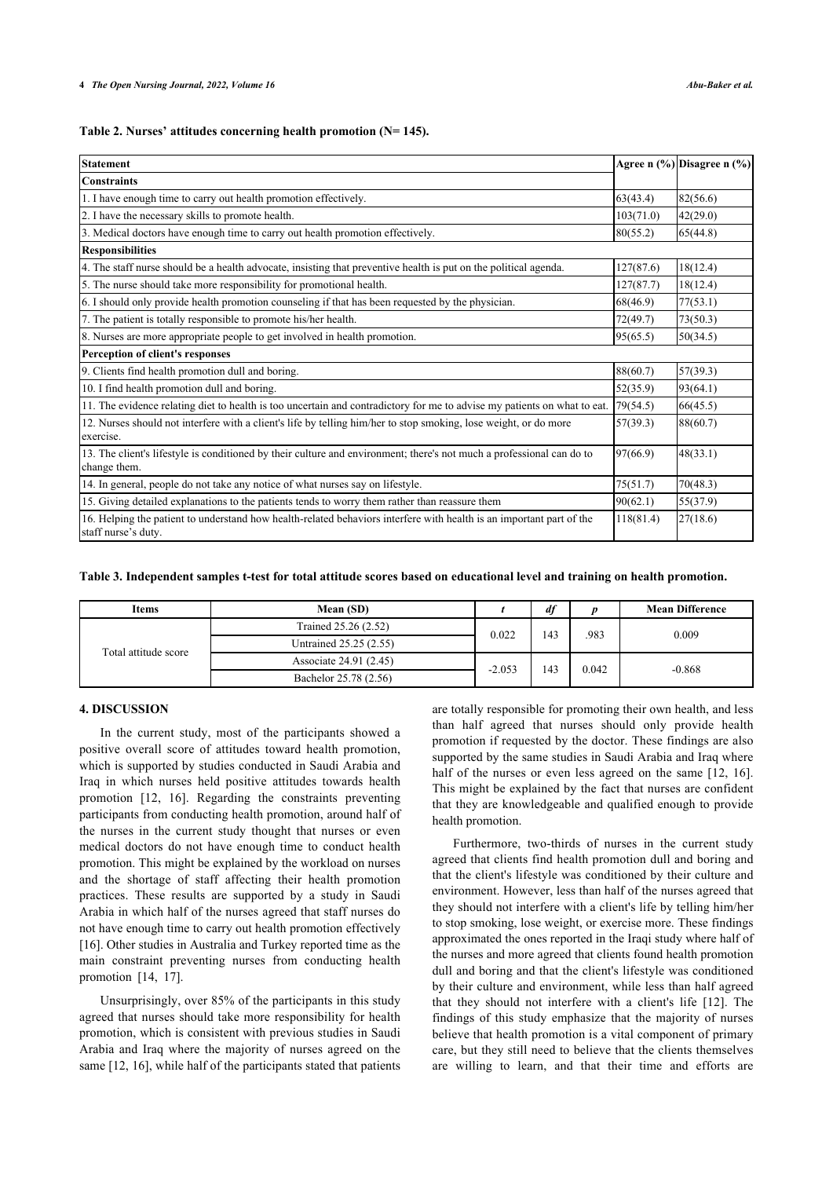**Table 2. Nurses' attitudes concerning health promotion (N= 145).**

| Statement | Agree n (%) | Disagree n (%) |
|---|---|---|
| **Constraints** | | |
| 1. I have enough time to carry out health promotion effectively. | 63(43.4) | 82(56.6) |
| 2. I have the necessary skills to promote health. | 103(71.0) | 42(29.0) |
| 3. Medical doctors have enough time to carry out health promotion effectively. | 80(55.2) | 65(44.8) |
| **Responsibilities** | | |
| 4. The staff nurse should be a health advocate, insisting that preventive health is put on the political agenda. | 127(87.6) | 18(12.4) |
| 5. The nurse should take more responsibility for promotional health. | 127(87.7) | 18(12.4) |
| 6. I should only provide health promotion counseling if that has been requested by the physician. | 68(46.9) | 77(53.1) |
| 7. The patient is totally responsible to promote his/her health. | 72(49.7) | 73(50.3) |
| 8. Nurses are more appropriate people to get involved in health promotion. | 95(65.5) | 50(34.5) |
| **Perception of client's responses** | | |
| 9. Clients find health promotion dull and boring. | 88(60.7) | 57(39.3) |
| 10. I find health promotion dull and boring. | 52(35.9) | 93(64.1) |
| 11. The evidence relating diet to health is too uncertain and contradictory for me to advise my patients on what to eat. | 79(54.5) | 66(45.5) |
| 12. Nurses should not interfere with a client's life by telling him/her to stop smoking, lose weight, or do more exercise. | 57(39.3) | 88(60.7) |
| 13. The client's lifestyle is conditioned by their culture and environment; there's not much a professional can do to change them. | 97(66.9) | 48(33.1) |
| 14. In general, people do not take any notice of what nurses say on lifestyle. | 75(51.7) | 70(48.3) |
| 15. Giving detailed explanations to the patients tends to worry them rather than reassure them | 90(62.1) | 55(37.9) |
| 16. Helping the patient to understand how health-related behaviors interfere with health is an important part of the staff nurse's duty. | 118(81.4) | 27(18.6) |

**Table 3. Independent samples t-test for total attitude scores based on educational level and training on health promotion.**

| Items | Mean (SD) | *t* | *df* | *p* | Mean Difference |
|---|---|---|---|---|---|
| Total attitude score | Trained 25.26 (2.52) | 0.022 | 143 | .983 | 0.009 |
| | Untrained 25.25 (2.55) | | | | |
| | Associate 24.91 (2.45) | -2.053 | 143 | 0.042 | -0.868 |
| | Bachelor 25.78 (2.56) | | | | |

## 4. DISCUSSION

In the current study, most of the participants showed a positive overall score of attitudes toward health promotion, which is supported by studies conducted in Saudi Arabia and Iraq in which nurses held positive attitudes towards health promotion [12, 16]. Regarding the constraints preventing participants from conducting health promotion, around half of the nurses in the current study thought that nurses or even medical doctors do not have enough time to conduct health promotion. This might be explained by the workload on nurses and the shortage of staff affecting their health promotion practices. These results are supported by a study in Saudi Arabia in which half of the nurses agreed that staff nurses do not have enough time to carry out health promotion effectively [16]. Other studies in Australia and Turkey reported time as the main constraint preventing nurses from conducting health promotion [14, 17].

Unsurprisingly, over 85% of the participants in this study agreed that nurses should take more responsibility for health promotion, which is consistent with previous studies in Saudi Arabia and Iraq where the majority of nurses agreed on the same [12, 16], while half of the participants stated that patients are totally responsible for promoting their own health, and less than half agreed that nurses should only provide health promotion if requested by the doctor. These findings are also supported by the same studies in Saudi Arabia and Iraq where half of the nurses or even less agreed on the same [12, 16]. This might be explained by the fact that nurses are confident that they are knowledgeable and qualified enough to provide health promotion.

Furthermore, two-thirds of nurses in the current study agreed that clients find health promotion dull and boring and that the client's lifestyle was conditioned by their culture and environment. However, less than half of the nurses agreed that they should not interfere with a client's life by telling him/her to stop smoking, lose weight, or exercise more. These findings approximated the ones reported in the Iraqi study where half of the nurses and more agreed that clients found health promotion dull and boring and that the client's lifestyle was conditioned by their culture and environment, while less than half agreed that they should not interfere with a client's life [12]. The findings of this study emphasize that the majority of nurses believe that health promotion is a vital component of primary care, but they still need to believe that the clients themselves are willing to learn, and that their time and efforts are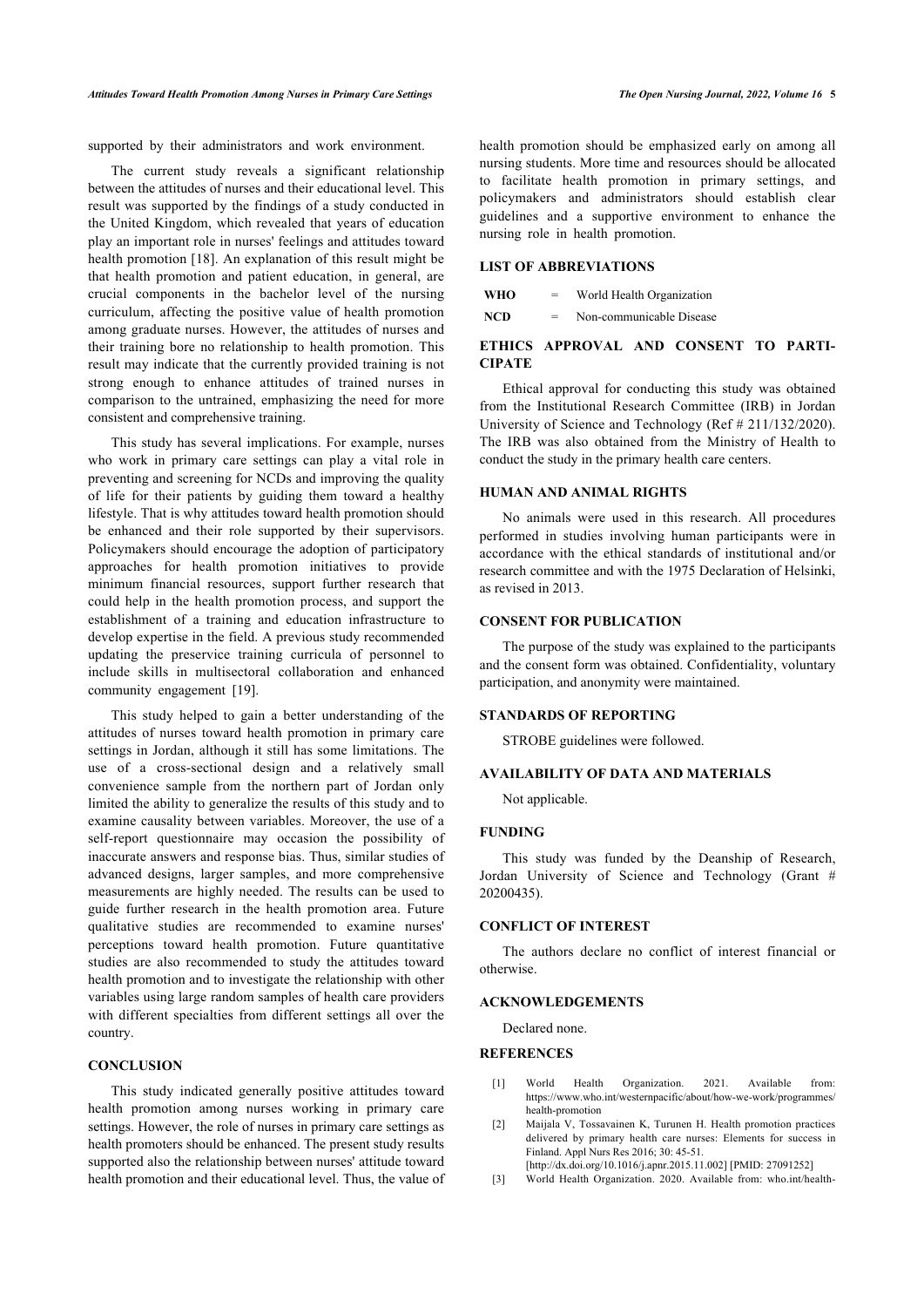supported by their administrators and work environment.

The current study reveals a significant relationship between the attitudes of nurses and their educational level. This result was supported by the findings of a study conducted in the United Kingdom, which revealed that years of education play an important role in nurses' feelings and attitudes toward health promotion [18]. An explanation of this result might be that health promotion and patient education, in general, are crucial components in the bachelor level of the nursing curriculum, affecting the positive value of health promotion among graduate nurses. However, the attitudes of nurses and their training bore no relationship to health promotion. This result may indicate that the currently provided training is not strong enough to enhance attitudes of trained nurses in comparison to the untrained, emphasizing the need for more consistent and comprehensive training.

This study has several implications. For example, nurses who work in primary care settings can play a vital role in preventing and screening for NCDs and improving the quality of life for their patients by guiding them toward a healthy lifestyle. That is why attitudes toward health promotion should be enhanced and their role supported by their supervisors. Policymakers should encourage the adoption of participatory approaches for health promotion initiatives to provide minimum financial resources, support further research that could help in the health promotion process, and support the establishment of a training and education infrastructure to develop expertise in the field. A previous study recommended updating the preservice training curricula of personnel to include skills in multisectoral collaboration and enhanced community engagement [19].

This study helped to gain a better understanding of the attitudes of nurses toward health promotion in primary care settings in Jordan, although it still has some limitations. The use of a cross-sectional design and a relatively small convenience sample from the northern part of Jordan only limited the ability to generalize the results of this study and to examine causality between variables. Moreover, the use of a self-report questionnaire may occasion the possibility of inaccurate answers and response bias. Thus, similar studies of advanced designs, larger samples, and more comprehensive measurements are highly needed. The results can be used to guide further research in the health promotion area. Future qualitative studies are recommended to examine nurses' perceptions toward health promotion. Future quantitative studies are also recommended to study the attitudes toward health promotion and to investigate the relationship with other variables using large random samples of health care providers with different specialties from different settings all over the country.

## CONCLUSION

This study indicated generally positive attitudes toward health promotion among nurses working in primary care settings. However, the role of nurses in primary care settings as health promoters should be enhanced. The present study results supported also the relationship between nurses' attitude toward health promotion and their educational level. Thus, the value of health promotion should be emphasized early on among all nursing students. More time and resources should be allocated to facilitate health promotion in primary settings, and policymakers and administrators should establish clear guidelines and a supportive environment to enhance the nursing role in health promotion.

## LIST OF ABBREVIATIONS

| | | |
|---|---|---|
| **WHO** | = | World Health Organization |
| **NCD** | = | Non-communicable Disease |

## ETHICS APPROVAL AND CONSENT TO PARTICIPATE

Ethical approval for conducting this study was obtained from the Institutional Research Committee (IRB) in Jordan University of Science and Technology (Ref # 211/132/2020). The IRB was also obtained from the Ministry of Health to conduct the study in the primary health care centers.

## HUMAN AND ANIMAL RIGHTS

No animals were used in this research. All procedures performed in studies involving human participants were in accordance with the ethical standards of institutional and/or research committee and with the 1975 Declaration of Helsinki, as revised in 2013.

## CONSENT FOR PUBLICATION

The purpose of the study was explained to the participants and the consent form was obtained. Confidentiality, voluntary participation, and anonymity were maintained.

## STANDARDS OF REPORTING

STROBE guidelines were followed.

## AVAILABILITY OF DATA AND MATERIALS

Not applicable.

## FUNDING

This study was funded by the Deanship of Research, Jordan University of Science and Technology (Grant # 20200435).

## CONFLICT OF INTEREST

The authors declare no conflict of interest financial or otherwise.

## ACKNOWLEDGEMENTS

Declared none.

## REFERENCES

[1] World Health Organization. 2021. Available from: https://www.who.int/westernpacific/about/how-we-work/programmes/health-promotion

[2] Maijala V, Tossavainen K, Turunen H. Health promotion practices delivered by primary health care nurses: Elements for success in Finland. Appl Nurs Res 2016; 30: 45-51. [http://dx.doi.org/10.1016/j.apnr.2015.11.002] [PMID: 27091252]

[3] World Health Organization. 2020. Available from: who.int/health-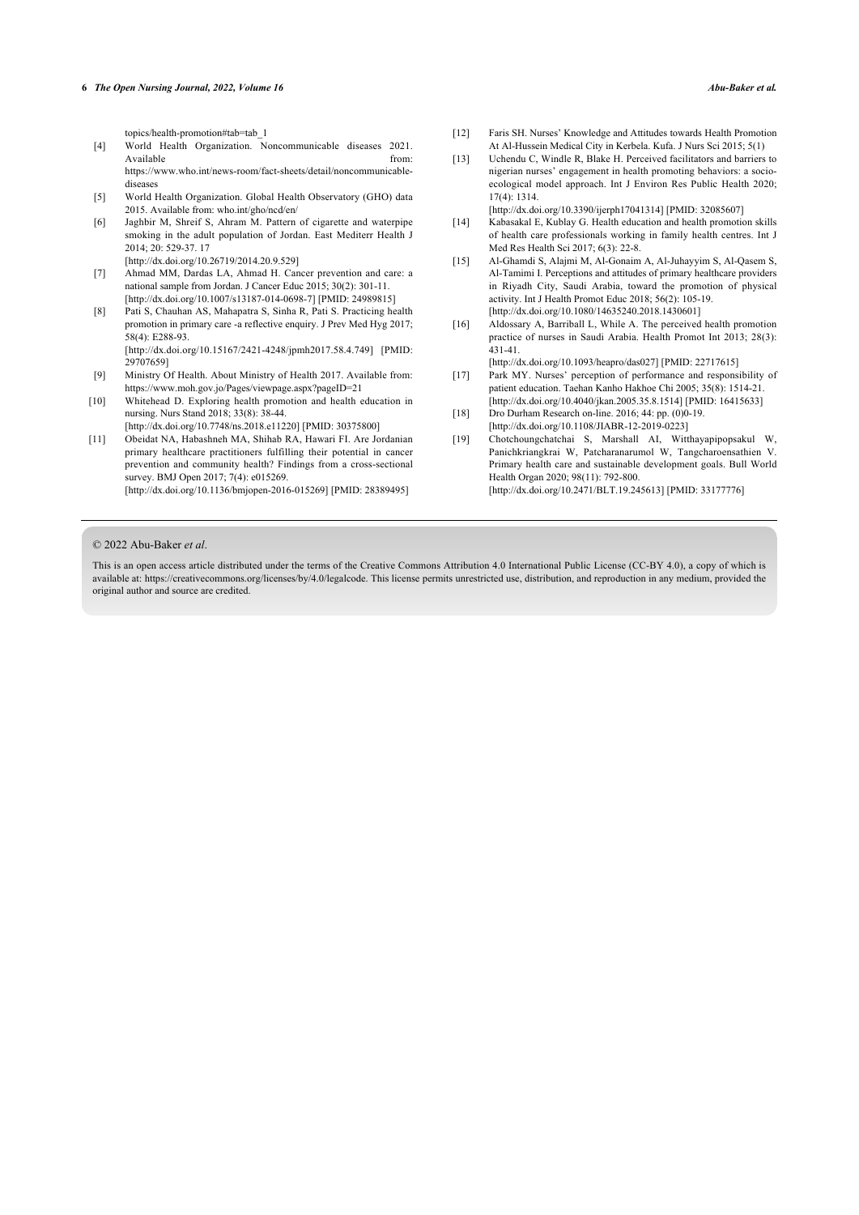topics/health-promotion#tab=tab_1

[4] World Health Organization. Noncommunicable diseases 2021. Available from: https://www.who.int/news-room/fact-sheets/detail/noncommunicable-diseases

[5] World Health Organization. Global Health Observatory (GHO) data 2015. Available from: who.int/gho/ncd/en/

[6] Jaghbir M, Shreif S, Ahram M. Pattern of cigarette and waterpipe smoking in the adult population of Jordan. East Mediterr Health J 2014; 20: 529-37. 17 [http://dx.doi.org/10.26719/2014.20.9.529]

[7] Ahmad MM, Dardas LA, Ahmad H. Cancer prevention and care: a national sample from Jordan. J Cancer Educ 2015; 30(2): 301-11. [http://dx.doi.org/10.1007/s13187-014-0698-7] [PMID: 24989815]

[8] Pati S, Chauhan AS, Mahapatra S, Sinha R, Pati S. Practicing health promotion in primary care -a reflective enquiry. J Prev Med Hyg 2017; 58(4): E288-93. [http://dx.doi.org/10.15167/2421-4248/jpmh2017.58.4.749] [PMID: 29707659]

[9] Ministry Of Health. About Ministry of Health 2017. Available from: https://www.moh.gov.jo/Pages/viewpage.aspx?pageID=21

[10] Whitehead D. Exploring health promotion and health education in nursing. Nurs Stand 2018; 33(8): 38-44. [http://dx.doi.org/10.7748/ns.2018.e11220] [PMID: 30375800]

[11] Obeidat NA, Habashneh MA, Shihab RA, Hawari FI. Are Jordanian primary healthcare practitioners fulfilling their potential in cancer prevention and community health? Findings from a cross-sectional survey. BMJ Open 2017; 7(4): e015269. [http://dx.doi.org/10.1136/bmjopen-2016-015269] [PMID: 28389495]

[12] Faris SH. Nurses' Knowledge and Attitudes towards Health Promotion At Al-Hussein Medical City in Kerbela. Kufa. J Nurs Sci 2015; 5(1)

[13] Uchendu C, Windle R, Blake H. Perceived facilitators and barriers to nigerian nurses' engagement in health promoting behaviors: a socio-ecological model approach. Int J Environ Res Public Health 2020; 17(4): 1314. [http://dx.doi.org/10.3390/ijerph17041314] [PMID: 32085607]

[14] Kabasakal E, Kublay G. Health education and health promotion skills of health care professionals working in family health centres. Int J Med Res Health Sci 2017; 6(3): 22-8.

[15] Al-Ghamdi S, Alajmi M, Al-Gonaim A, Al-Juhayyim S, Al-Qasem S, Al-Tamimi I. Perceptions and attitudes of primary healthcare providers in Riyadh City, Saudi Arabia, toward the promotion of physical activity. Int J Health Promot Educ 2018; 56(2): 105-19. [http://dx.doi.org/10.1080/14635240.2018.1430601]

[16] Aldossary A, Barriball L, While A. The perceived health promotion practice of nurses in Saudi Arabia. Health Promot Int 2013; 28(3): 431-41. [http://dx.doi.org/10.1093/heapro/das027] [PMID: 22717615]

[17] Park MY. Nurses' perception of performance and responsibility of patient education. Taehan Kanho Hakhoe Chi 2005; 35(8): 1514-21. [http://dx.doi.org/10.4040/jkan.2005.35.8.1514] [PMID: 16415633]

[18] Dro Durham Research on-line. 2016; 44: pp. (0)0-19. [http://dx.doi.org/10.1108/JIABR-12-2019-0223]

[19] Chotchoungchatchai S, Marshall AI, Witthayapipopsakul W, Panichkriangkrai W, Patcharanarumol W, Tangcharoensathien V. Primary health care and sustainable development goals. Bull World Health Organ 2020; 98(11): 792-800. [http://dx.doi.org/10.2471/BLT.19.245613] [PMID: 33177776]

© 2022 Abu-Baker *et al*.

This is an open access article distributed under the terms of the Creative Commons Attribution 4.0 International Public License (CC-BY 4.0), a copy of which is available at: https://creativecommons.org/licenses/by/4.0/legalcode. This license permits unrestricted use, distribution, and reproduction in any medium, provided the original author and source are credited.